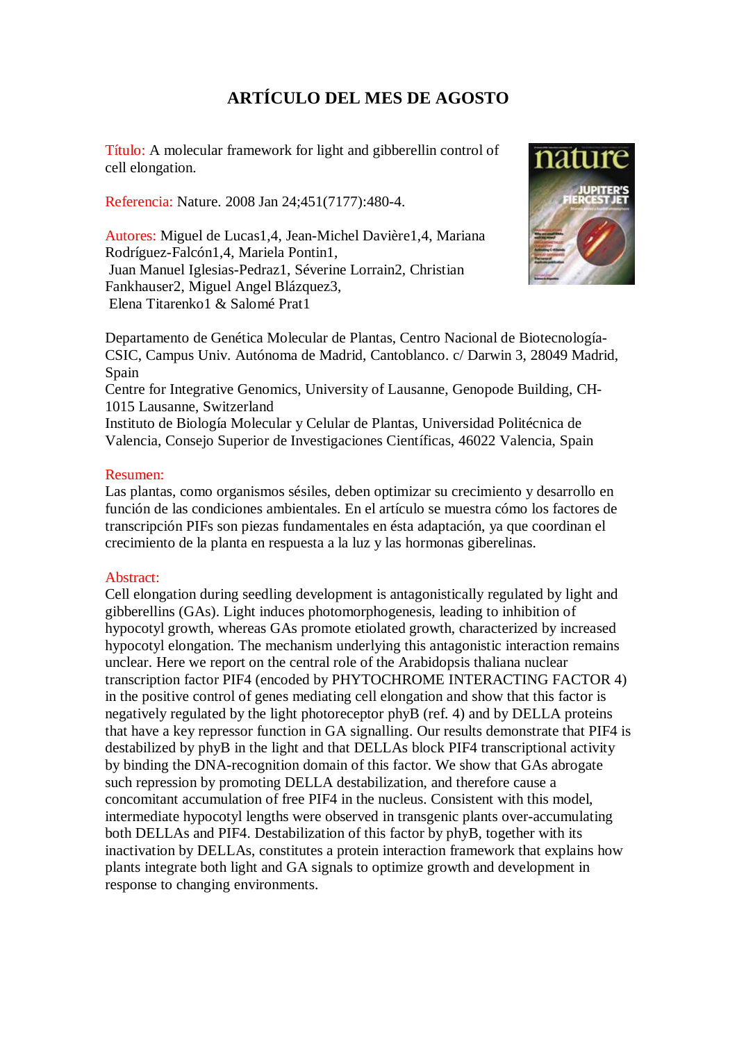# ARTÍCULO DEL MES DE AGOSTO

Título: A molecular framework for light and gibberellin control of cell elongation.

Referencia: Nature. 2008 Jan 24;451(7177):480-4.

Autores: Miguel de Lucas[1,4], Jean-Michel Davière[1,4], Mariana Rodríguez-Falcón[1,4], Mariela Pontin[1], Juan Manuel Iglesias-Pedraz[1], Séverine Lorrain[2], Christian Fankhauser[2], Miguel Angel Blázquez[3], Elena Titarenko[1] & Salomé Prat[1]

Departamento de Genética Molecular de Plantas, Centro Nacional de Biotecnología-CSIC, Campus Univ. Autónoma de Madrid, Cantoblanco. c/ Darwin 3, 28049 Madrid, Spain
Centre for Integrative Genomics, University of Lausanne, Genopode Building, CH-1015 Lausanne, Switzerland
Instituto de Biología Molecular y Celular de Plantas, Universidad Politécnica de Valencia, Consejo Superior de Investigaciones Científicas, 46022 Valencia, Spain

Resumen:
Las plantas, como organismos sésiles, deben optimizar su crecimiento y desarrollo en función de las condiciones ambientales. En el artículo se muestra cómo los factores de transcripción PIFs son piezas fundamentales en ésta adaptación, ya que coordinan el crecimiento de la planta en respuesta a la luz y las hormonas giberelinas.

Abstract:
Cell elongation during seedling development is antagonistically regulated by light and gibberellins (GAs). Light induces photomorphogenesis, leading to inhibition of hypocotyl growth, whereas GAs promote etiolated growth, characterized by increased hypocotyl elongation. The mechanism underlying this antagonistic interaction remains unclear. Here we report on the central role of the Arabidopsis thaliana nuclear transcription factor PIF4 (encoded by PHYTOCHROME INTERACTING FACTOR 4) in the positive control of genes mediating cell elongation and show that this factor is negatively regulated by the light photoreceptor phyB (ref. 4) and by DELLA proteins that have a key repressor function in GA signalling. Our results demonstrate that PIF4 is destabilized by phyB in the light and that DELLAs block PIF4 transcriptional activity by binding the DNA-recognition domain of this factor. We show that GAs abrogate such repression by promoting DELLA destabilization, and therefore cause a concomitant accumulation of free PIF4 in the nucleus. Consistent with this model, intermediate hypocotyl lengths were observed in transgenic plants over-accumulating both DELLAs and PIF4. Destabilization of this factor by phyB, together with its inactivation by DELLAs, constitutes a protein interaction framework that explains how plants integrate both light and GA signals to optimize growth and development in response to changing environments.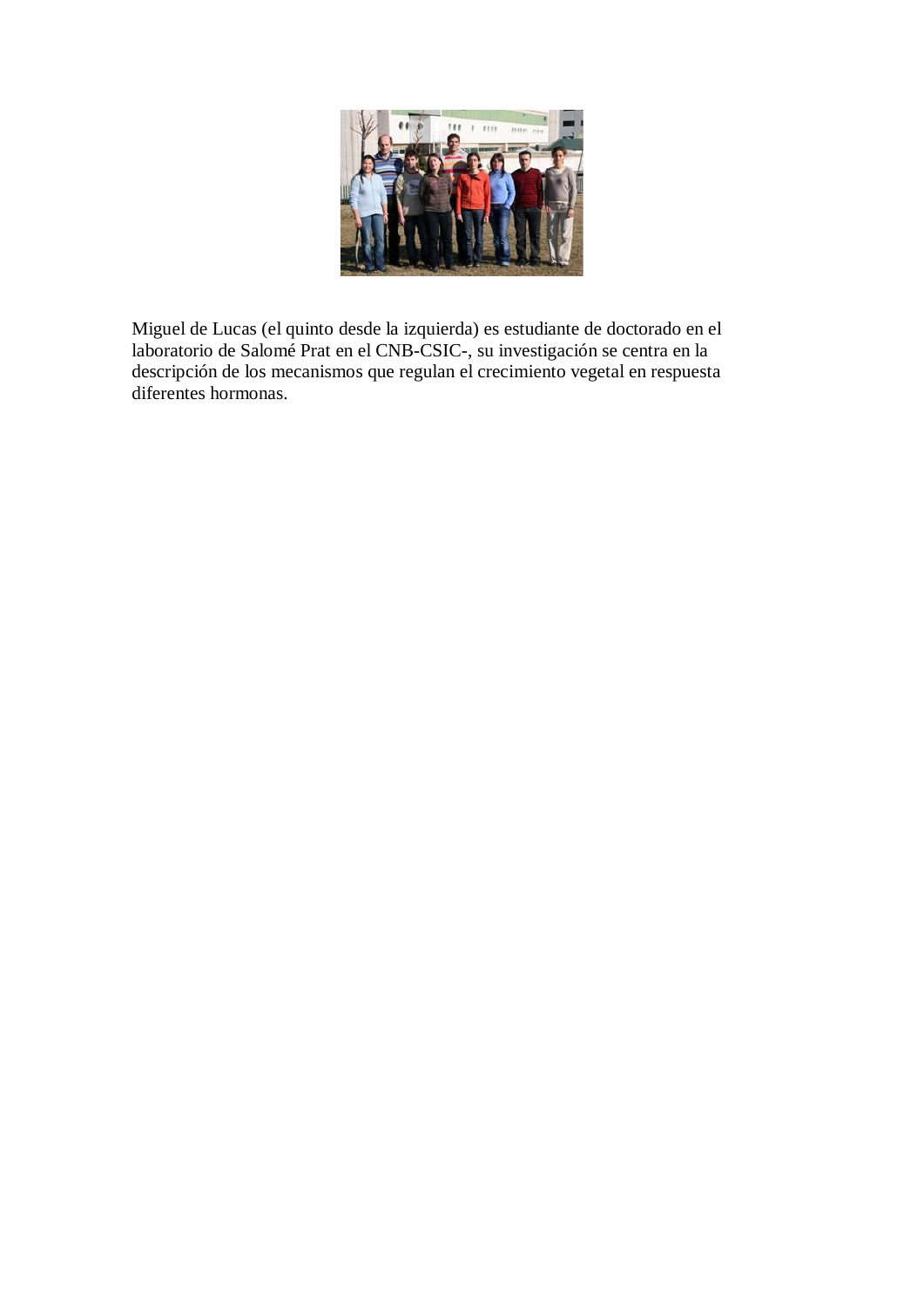Miguel de Lucas (el quinto desde la izquierda) es estudiante de doctorado en el laboratorio de Salomé Prat en el CNB-CSIC-, su investigación se centra en la descripción de los mecanismos que regulan el crecimiento vegetal en respuesta diferentes hormonas.